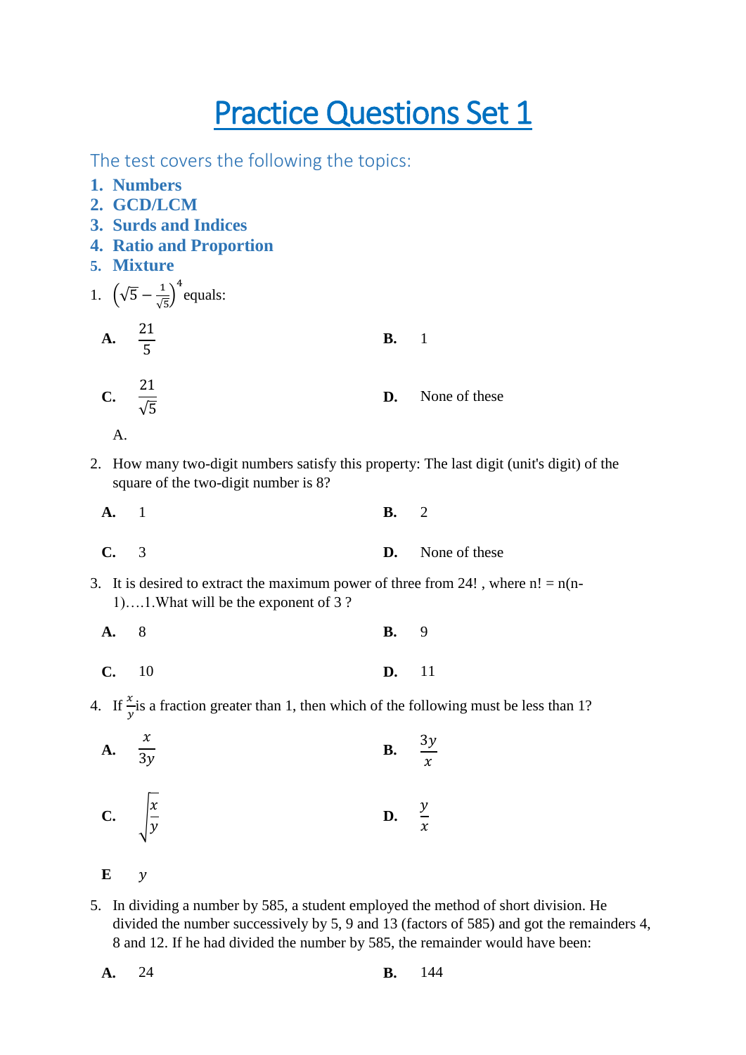# Practice Questions Set 1

## The test covers the following the topics:

1. **Numbers**
2. **GCD/LCM**
3. **Surds and Indices**
4. **Ratio and Proportion**
5. **Mixture**

1. $\left(\sqrt{5} - \frac{1}{\sqrt{5}}\right)^4$ equals:

   **A.** $\frac{21}{5}$ **B.** 1

   **C.** $\frac{21}{\sqrt{5}}$ **D.** None of these

   A.

2. How many two-digit numbers satisfy this property: The last digit (unit's digit) of the square of the two-digit number is 8?

   **A.** 1 **B.** 2

   **C.** 3 **D.** None of these

3. It is desired to extract the maximum power of three from 24! , where n! = n(n-1)….1.What will be the exponent of 3 ?

   **A.** 8 **B.** 9

   **C.** 10 **D.** 11

4. If $\frac{x}{y}$is a fraction greater than 1, then which of the following must be less than 1?

   **A.** $\frac{x}{3y}$ **B.** $\frac{3y}{x}$

   **C.** $\sqrt{\frac{x}{y}}$ **D.** $\frac{y}{x}$

   **E** $y$

5. In dividing a number by 585, a student employed the method of short division. He divided the number successively by 5, 9 and 13 (factors of 585) and got the remainders 4, 8 and 12. If he had divided the number by 585, the remainder would have been:

   **A.** 24 **B.** 144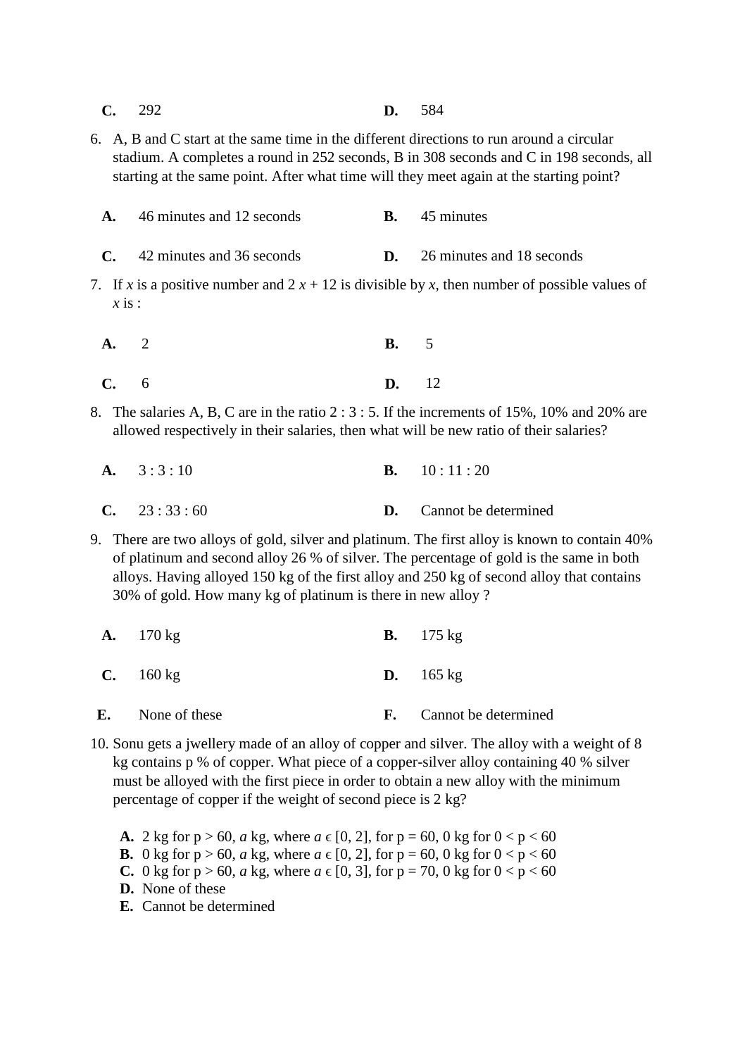**C.** 292 **D.** 584

6. A, B and C start at the same time in the different directions to run around a circular stadium. A completes a round in 252 seconds, B in 308 seconds and C in 198 seconds, all starting at the same point. After what time will they meet again at the starting point?

   **A.** 46 minutes and 12 seconds **B.** 45 minutes

   **C.** 42 minutes and 36 seconds **D.** 26 minutes and 18 seconds

7. If $x$ is a positive number and $2x + 12$ is divisible by $x$, then number of possible values of $x$ is :

   **A.** 2 **B.** 5

   **C.** 6 **D.** 12

8. The salaries A, B, C are in the ratio 2 : 3 : 5. If the increments of 15%, 10% and 20% are allowed respectively in their salaries, then what will be new ratio of their salaries?

   **A.** 3 : 3 : 10 **B.** 10 : 11 : 20

   **C.** 23 : 33 : 60 **D.** Cannot be determined

9. There are two alloys of gold, silver and platinum. The first alloy is known to contain 40% of platinum and second alloy 26 % of silver. The percentage of gold is the same in both alloys. Having alloyed 150 kg of the first alloy and 250 kg of second alloy that contains 30% of gold. How many kg of platinum is there in new alloy ?

   **A.** 170 kg **B.** 175 kg

   **C.** 160 kg **D.** 165 kg

   **E.** None of these **F.** Cannot be determined

10. Sonu gets a jwellery made of an alloy of copper and silver. The alloy with a weight of 8 kg contains p % of copper. What piece of a copper-silver alloy containing 40 % silver must be alloyed with the first piece in order to obtain a new alloy with the minimum percentage of copper if the weight of second piece is 2 kg?

    **A.** 2 kg for p > 60, $a$ kg, where $a \in [0, 2]$, for p = 60, 0 kg for 0 < p < 60
    **B.** 0 kg for p > 60, $a$ kg, where $a \in [0, 2]$, for p = 60, 0 kg for 0 < p < 60
    **C.** 0 kg for p > 60, $a$ kg, where $a \in [0, 3]$, for p = 70, 0 kg for 0 < p < 60
    **D.** None of these
    **E.** Cannot be determined